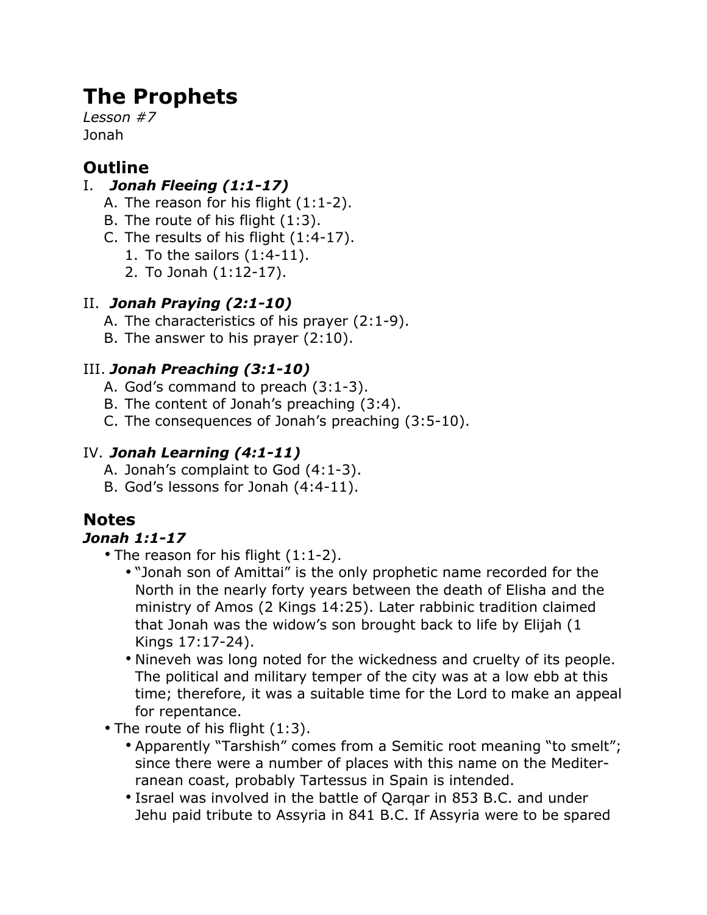# The Prophets

*Lesson #7*
Jonah

## Outline

I. ***Jonah Fleeing (1:1-17)***
   A. The reason for his flight (1:1-2).
   B. The route of his flight (1:3).
   C. The results of his flight (1:4-17).
      1. To the sailors (1:4-11).
      2. To Jonah (1:12-17).

II. ***Jonah Praying (2:1-10)***
   A. The characteristics of his prayer (2:1-9).
   B. The answer to his prayer (2:10).

III. ***Jonah Preaching (3:1-10)***
   A. God's command to preach (3:1-3).
   B. The content of Jonah's preaching (3:4).
   C. The consequences of Jonah's preaching (3:5-10).

IV. ***Jonah Learning (4:1-11)***
   A. Jonah's complaint to God (4:1-3).
   B. God's lessons for Jonah (4:4-11).

## Notes

### *Jonah 1:1-17*

- The reason for his flight (1:1-2).
  - "Jonah son of Amittai" is the only prophetic name recorded for the North in the nearly forty years between the death of Elisha and the ministry of Amos (2 Kings 14:25). Later rabbinic tradition claimed that Jonah was the widow's son brought back to life by Elijah (1 Kings 17:17-24).
  - Nineveh was long noted for the wickedness and cruelty of its people. The political and military temper of the city was at a low ebb at this time; therefore, it was a suitable time for the Lord to make an appeal for repentance.
- The route of his flight (1:3).
  - Apparently "Tarshish" comes from a Semitic root meaning "to smelt"; since there were a number of places with this name on the Mediterranean coast, probably Tartessus in Spain is intended.
  - Israel was involved in the battle of Qarqar in 853 B.C. and under Jehu paid tribute to Assyria in 841 B.C. If Assyria were to be spared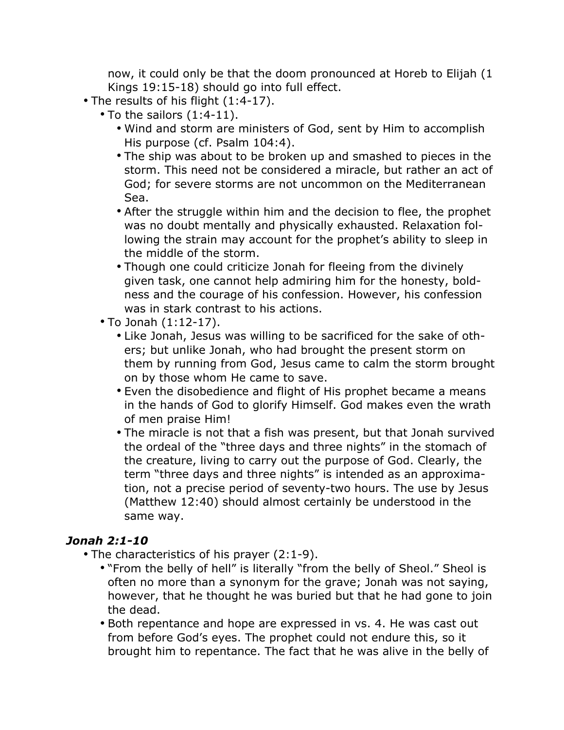now, it could only be that the doom pronounced at Horeb to Elijah (1 Kings 19:15-18) should go into full effect.

- The results of his flight (1:4-17).
  - To the sailors (1:4-11).
    - Wind and storm are ministers of God, sent by Him to accomplish His purpose (cf. Psalm 104:4).
    - The ship was about to be broken up and smashed to pieces in the storm. This need not be considered a miracle, but rather an act of God; for severe storms are not uncommon on the Mediterranean Sea.
    - After the struggle within him and the decision to flee, the prophet was no doubt mentally and physically exhausted. Relaxation following the strain may account for the prophet's ability to sleep in the middle of the storm.
    - Though one could criticize Jonah for fleeing from the divinely given task, one cannot help admiring him for the honesty, boldness and the courage of his confession. However, his confession was in stark contrast to his actions.
  - To Jonah (1:12-17).
    - Like Jonah, Jesus was willing to be sacrificed for the sake of others; but unlike Jonah, who had brought the present storm on them by running from God, Jesus came to calm the storm brought on by those whom He came to save.
    - Even the disobedience and flight of His prophet became a means in the hands of God to glorify Himself. God makes even the wrath of men praise Him!
    - The miracle is not that a fish was present, but that Jonah survived the ordeal of the "three days and three nights" in the stomach of the creature, living to carry out the purpose of God. Clearly, the term "three days and three nights" is intended as an approximation, not a precise period of seventy-two hours. The use by Jesus (Matthew 12:40) should almost certainly be understood in the same way.

### *Jonah 2:1-10*

- The characteristics of his prayer (2:1-9).
  - "From the belly of hell" is literally "from the belly of Sheol." Sheol is often no more than a synonym for the grave; Jonah was not saying, however, that he thought he was buried but that he had gone to join the dead.
  - Both repentance and hope are expressed in vs. 4. He was cast out from before God's eyes. The prophet could not endure this, so it brought him to repentance. The fact that he was alive in the belly of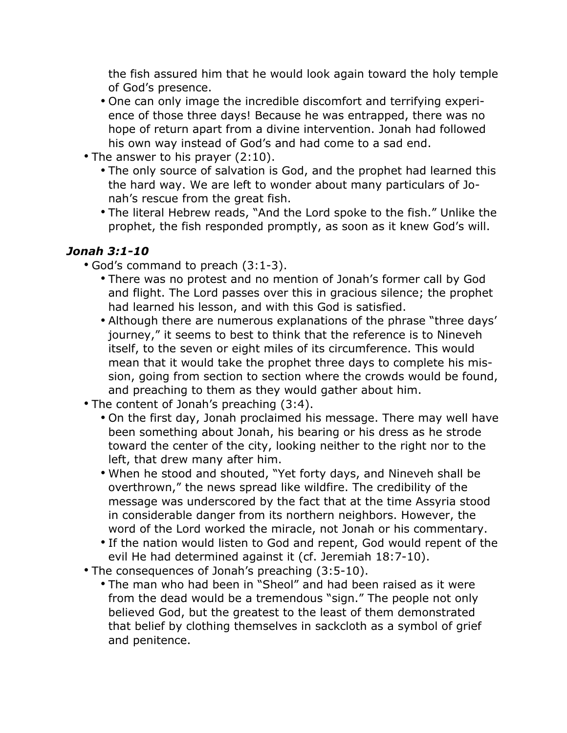- the fish assured him that he would look again toward the holy temple of God's presence.
    - One can only image the incredible discomfort and terrifying experience of those three days! Because he was entrapped, there was no hope of return apart from a divine intervention. Jonah had followed his own way instead of God's and had come to a sad end.
- The answer to his prayer (2:10).
    - The only source of salvation is God, and the prophet had learned this the hard way. We are left to wonder about many particulars of Jonah's rescue from the great fish.
    - The literal Hebrew reads, "And the Lord spoke to the fish." Unlike the prophet, the fish responded promptly, as soon as it knew God's will.

### *Jonah 3:1-10*

- God's command to preach (3:1-3).
    - There was no protest and no mention of Jonah's former call by God and flight. The Lord passes over this in gracious silence; the prophet had learned his lesson, and with this God is satisfied.
    - Although there are numerous explanations of the phrase "three days' journey," it seems to best to think that the reference is to Nineveh itself, to the seven or eight miles of its circumference. This would mean that it would take the prophet three days to complete his mission, going from section to section where the crowds would be found, and preaching to them as they would gather about him.
- The content of Jonah's preaching (3:4).
    - On the first day, Jonah proclaimed his message. There may well have been something about Jonah, his bearing or his dress as he strode toward the center of the city, looking neither to the right nor to the left, that drew many after him.
    - When he stood and shouted, "Yet forty days, and Nineveh shall be overthrown," the news spread like wildfire. The credibility of the message was underscored by the fact that at the time Assyria stood in considerable danger from its northern neighbors. However, the word of the Lord worked the miracle, not Jonah or his commentary.
    - If the nation would listen to God and repent, God would repent of the evil He had determined against it (cf. Jeremiah 18:7-10).
- The consequences of Jonah's preaching (3:5-10).
    - The man who had been in "Sheol" and had been raised as it were from the dead would be a tremendous "sign." The people not only believed God, but the greatest to the least of them demonstrated that belief by clothing themselves in sackcloth as a symbol of grief and penitence.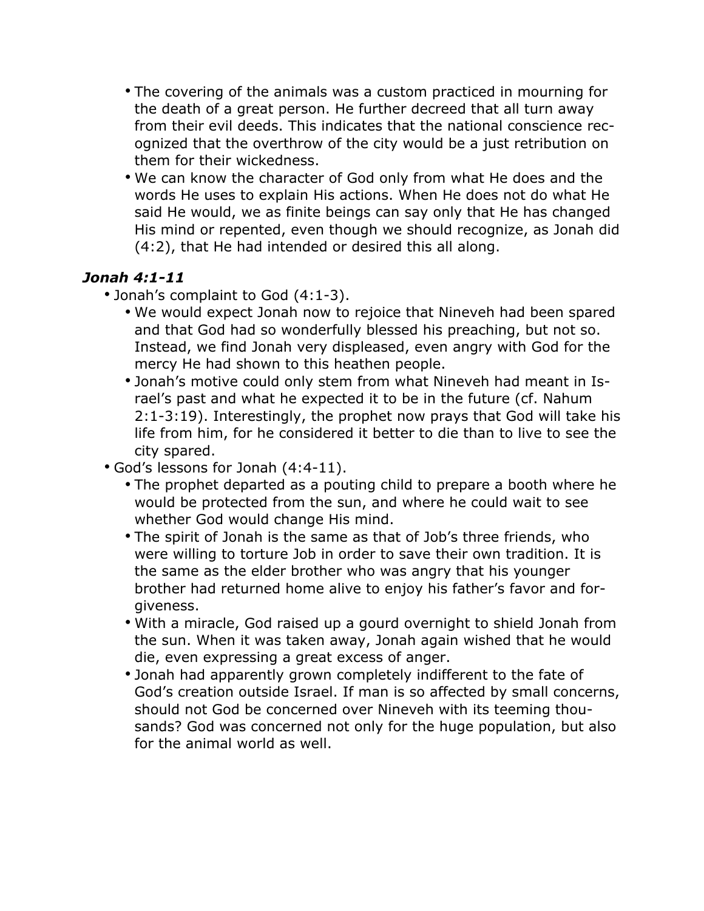- The covering of the animals was a custom practiced in mourning for the death of a great person. He further decreed that all turn away from their evil deeds. This indicates that the national conscience recognized that the overthrow of the city would be a just retribution on them for their wickedness.
- We can know the character of God only from what He does and the words He uses to explain His actions. When He does not do what He said He would, we as finite beings can say only that He has changed His mind or repented, even though we should recognize, as Jonah did (4:2), that He had intended or desired this all along.

### *Jonah 4:1-11*

- Jonah's complaint to God (4:1-3).
  - We would expect Jonah now to rejoice that Nineveh had been spared and that God had so wonderfully blessed his preaching, but not so. Instead, we find Jonah very displeased, even angry with God for the mercy He had shown to this heathen people.
  - Jonah's motive could only stem from what Nineveh had meant in Israel's past and what he expected it to be in the future (cf. Nahum 2:1-3:19). Interestingly, the prophet now prays that God will take his life from him, for he considered it better to die than to live to see the city spared.
- God's lessons for Jonah (4:4-11).
  - The prophet departed as a pouting child to prepare a booth where he would be protected from the sun, and where he could wait to see whether God would change His mind.
  - The spirit of Jonah is the same as that of Job's three friends, who were willing to torture Job in order to save their own tradition. It is the same as the elder brother who was angry that his younger brother had returned home alive to enjoy his father's favor and forgiveness.
  - With a miracle, God raised up a gourd overnight to shield Jonah from the sun. When it was taken away, Jonah again wished that he would die, even expressing a great excess of anger.
  - Jonah had apparently grown completely indifferent to the fate of God's creation outside Israel. If man is so affected by small concerns, should not God be concerned over Nineveh with its teeming thousands? God was concerned not only for the huge population, but also for the animal world as well.